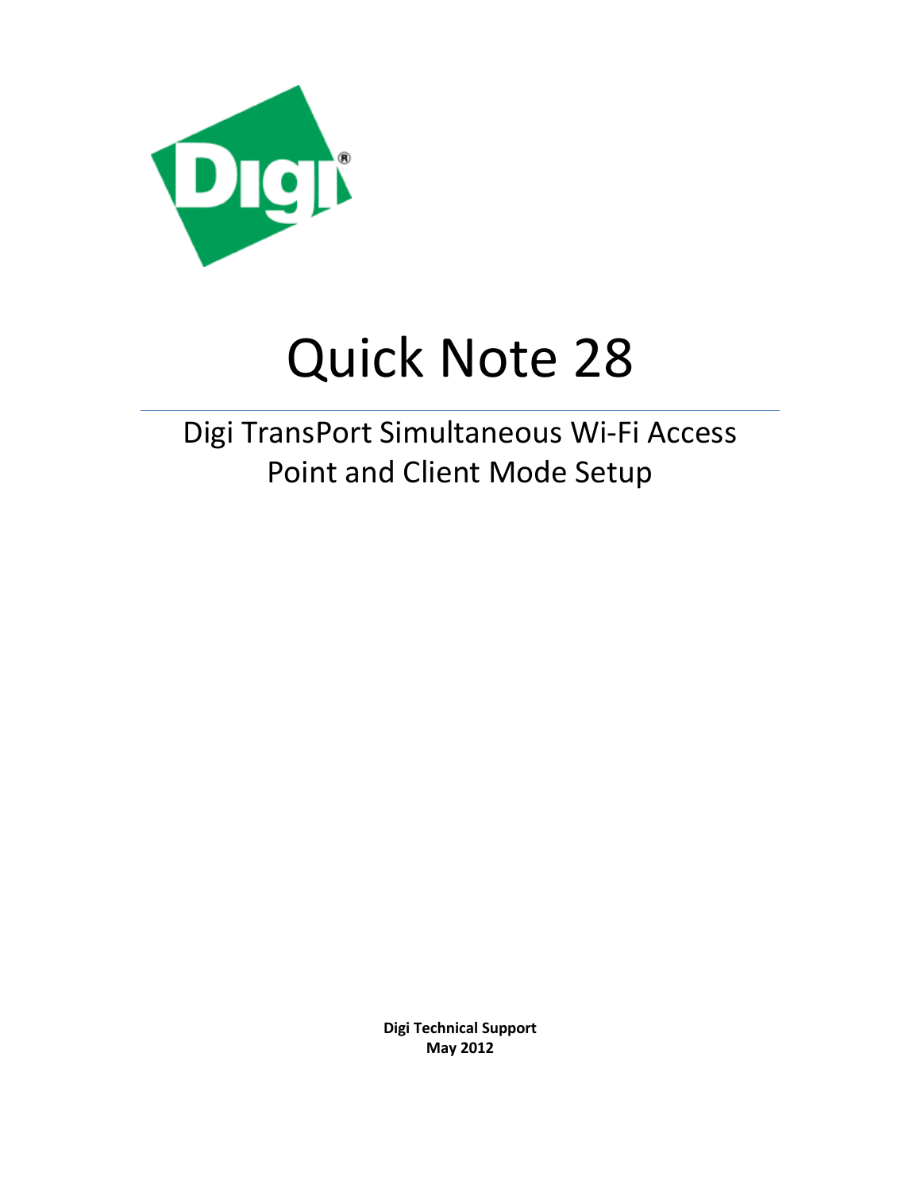# Quick Note 28

## Digi TransPort Simultaneous Wi-Fi Access Point and Client Mode Setup

**Digi Technical Support**
**May 2012**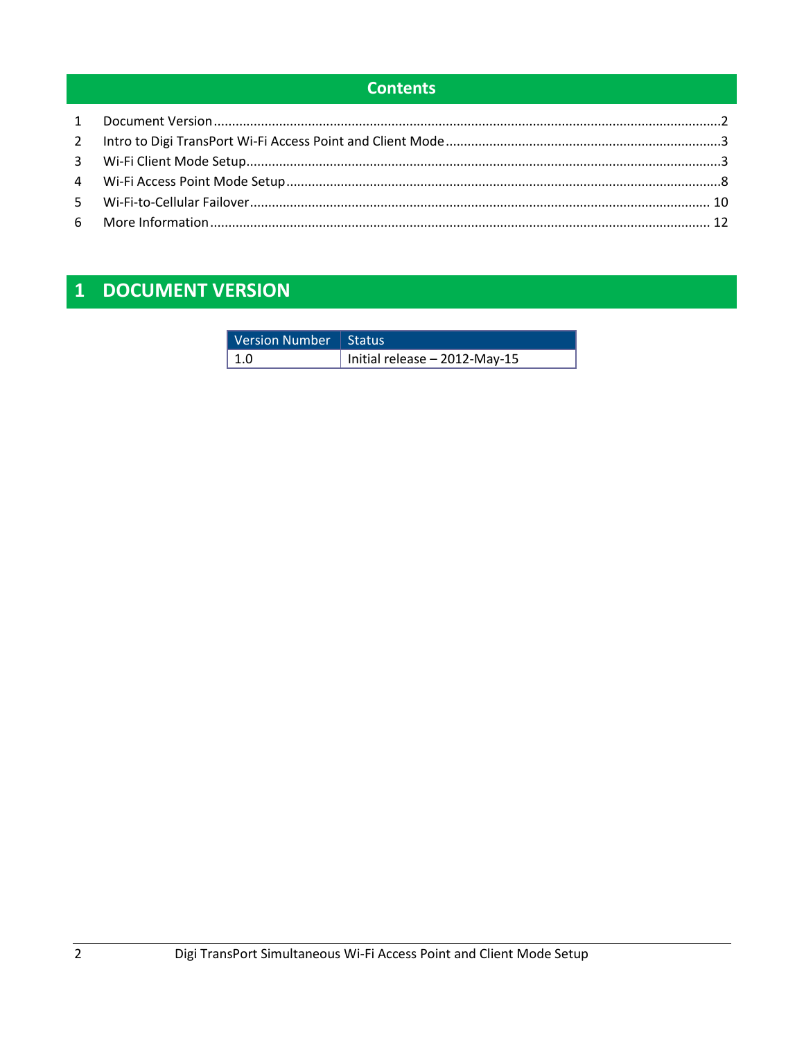# Contents

1 Document Version .......... 2
2 Intro to Digi TransPort Wi-Fi Access Point and Client Mode .......... 3
3 Wi-Fi Client Mode Setup .......... 3
4 Wi-Fi Access Point Mode Setup .......... 8
5 Wi-Fi-to-Cellular Failover .......... 10
6 More Information .......... 12

# 1 DOCUMENT VERSION

| Version Number | Status |
|---|---|
| 1.0 | Initial release – 2012-May-15 |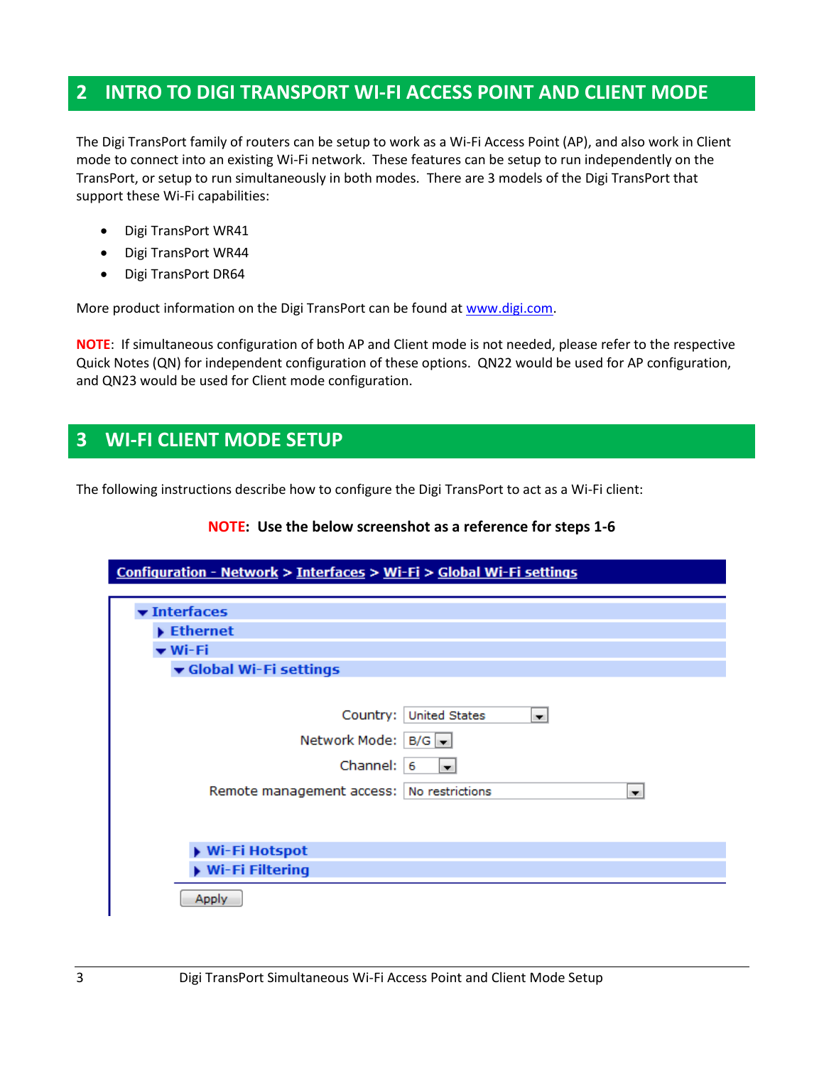## 2 INTRO TO DIGI TRANSPORT WI-FI ACCESS POINT AND CLIENT MODE

The Digi TransPort family of routers can be setup to work as a Wi-Fi Access Point (AP), and also work in Client mode to connect into an existing Wi-Fi network. These features can be setup to run independently on the TransPort, or setup to run simultaneously in both modes. There are 3 models of the Digi TransPort that support these Wi-Fi capabilities:

- Digi TransPort WR41
- Digi TransPort WR44
- Digi TransPort DR64

More product information on the Digi TransPort can be found at www.digi.com.

**NOTE**: If simultaneous configuration of both AP and Client mode is not needed, please refer to the respective Quick Notes (QN) for independent configuration of these options. QN22 would be used for AP configuration, and QN23 would be used for Client mode configuration.

## 3 WI-FI CLIENT MODE SETUP

The following instructions describe how to configure the Digi TransPort to act as a Wi-Fi client:

**NOTE: Use the below screenshot as a reference for steps 1-6**

Configuration - Network > Interfaces > Wi-Fi > Global Wi-Fi settings

- Interfaces
  - Ethernet
  - Wi-Fi
    - Global Wi-Fi settings

Country: United States

Network Mode: B/G

Channel: 6

Remote management access: No restrictions

- Wi-Fi Hotspot
- Wi-Fi Filtering

Apply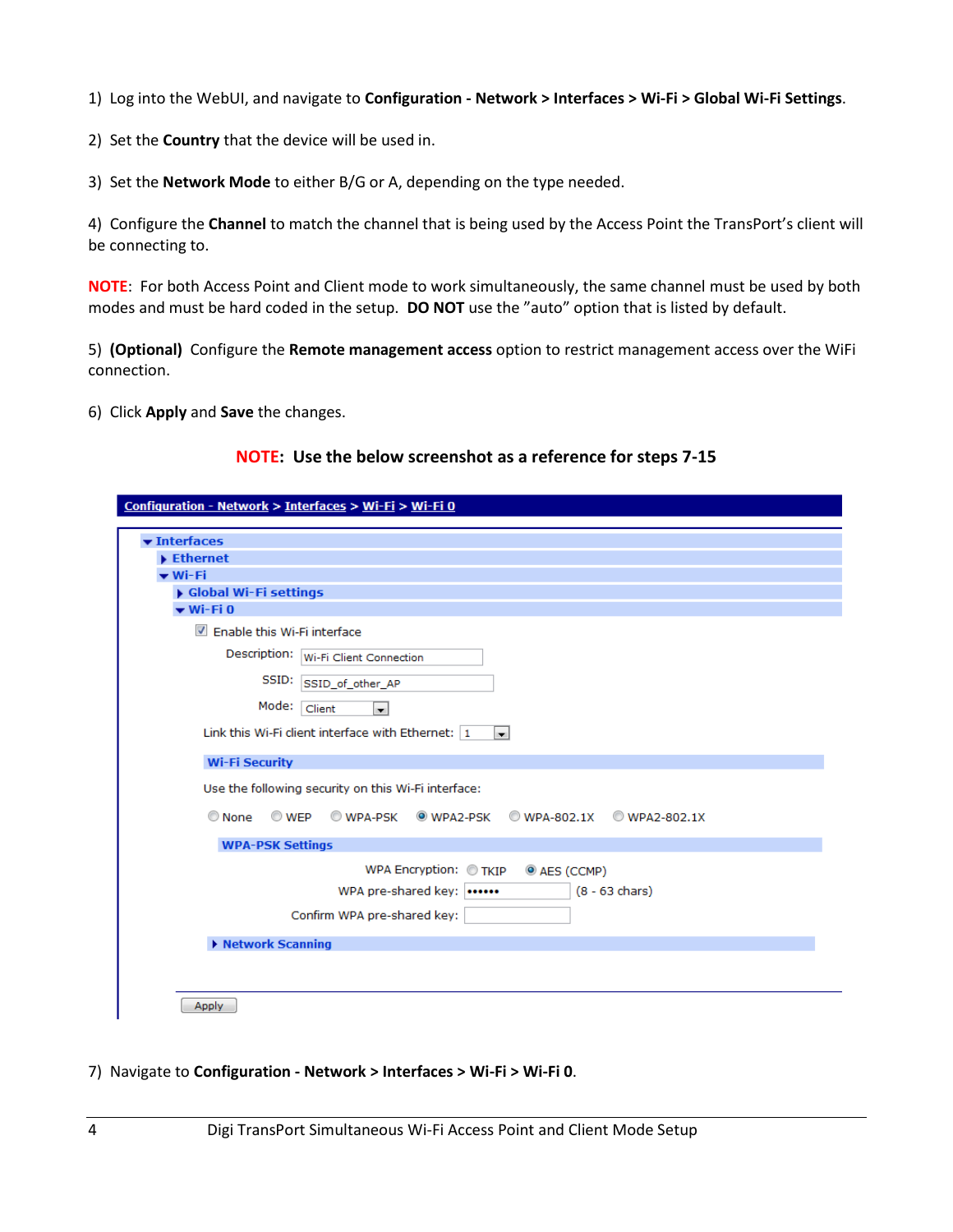1) Log into the WebUI, and navigate to **Configuration - Network > Interfaces > Wi-Fi > Global Wi-Fi Settings**.

2) Set the **Country** that the device will be used in.

3) Set the **Network Mode** to either B/G or A, depending on the type needed.

4) Configure the **Channel** to match the channel that is being used by the Access Point the TransPort's client will be connecting to.

**NOTE**: For both Access Point and Client mode to work simultaneously, the same channel must be used by both modes and must be hard coded in the setup. **DO NOT** use the "auto" option that is listed by default.

5) **(Optional)** Configure the **Remote management access** option to restrict management access over the WiFi connection.

6) Click **Apply** and **Save** the changes.

**NOTE: Use the below screenshot as a reference for steps 7-15**

Configuration - Network > Interfaces > Wi-Fi > Wi-Fi 0

- Interfaces
  - Ethernet
  - Wi-Fi
    - Global Wi-Fi settings
    - Wi-Fi 0

☑ Enable this Wi-Fi interface

Description: Wi-Fi Client Connection

SSID: SSID_of_other_AP

Mode: Client

Link this Wi-Fi client interface with Ethernet: 1

**Wi-Fi Security**

Use the following security on this Wi-Fi interface:

○ None ○ WEP ○ WPA-PSK ◉ WPA2-PSK ○ WPA-802.1X ○ WPA2-802.1X

**WPA-PSK Settings**

WPA Encryption: ○ TKIP ◉ AES (CCMP)

WPA pre-shared key: •••••• (8 - 63 chars)

Confirm WPA pre-shared key:

Network Scanning

Apply

7) Navigate to **Configuration - Network > Interfaces > Wi-Fi > Wi-Fi 0**.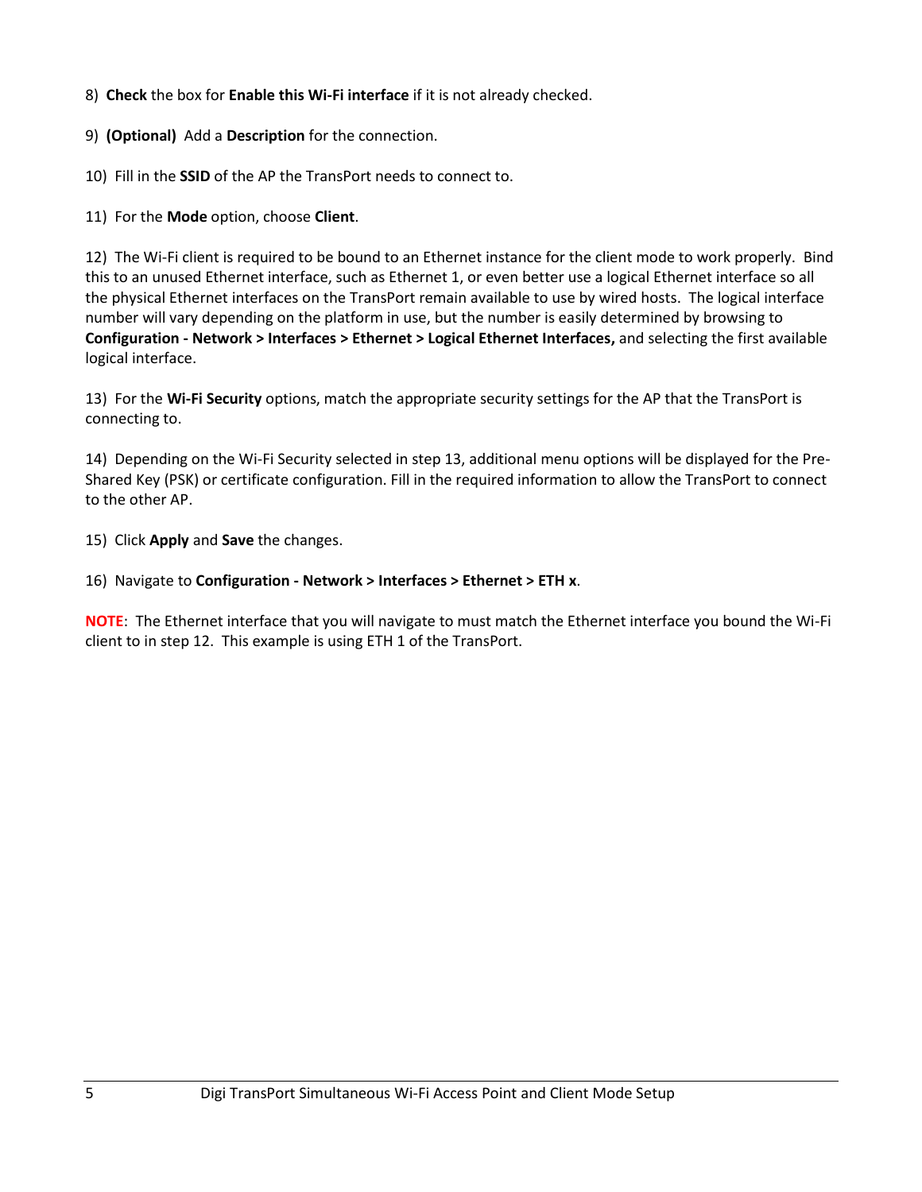8) **Check** the box for **Enable this Wi-Fi interface** if it is not already checked.

9) **(Optional)** Add a **Description** for the connection.

10) Fill in the **SSID** of the AP the TransPort needs to connect to.

11) For the **Mode** option, choose **Client**.

12) The Wi-Fi client is required to be bound to an Ethernet instance for the client mode to work properly. Bind this to an unused Ethernet interface, such as Ethernet 1, or even better use a logical Ethernet interface so all the physical Ethernet interfaces on the TransPort remain available to use by wired hosts. The logical interface number will vary depending on the platform in use, but the number is easily determined by browsing to **Configuration - Network > Interfaces > Ethernet > Logical Ethernet Interfaces,** and selecting the first available logical interface.

13) For the **Wi-Fi Security** options, match the appropriate security settings for the AP that the TransPort is connecting to.

14) Depending on the Wi-Fi Security selected in step 13, additional menu options will be displayed for the Pre-Shared Key (PSK) or certificate configuration. Fill in the required information to allow the TransPort to connect to the other AP.

15) Click **Apply** and **Save** the changes.

16) Navigate to **Configuration - Network > Interfaces > Ethernet > ETH x**.

**NOTE**: The Ethernet interface that you will navigate to must match the Ethernet interface you bound the Wi-Fi client to in step 12. This example is using ETH 1 of the TransPort.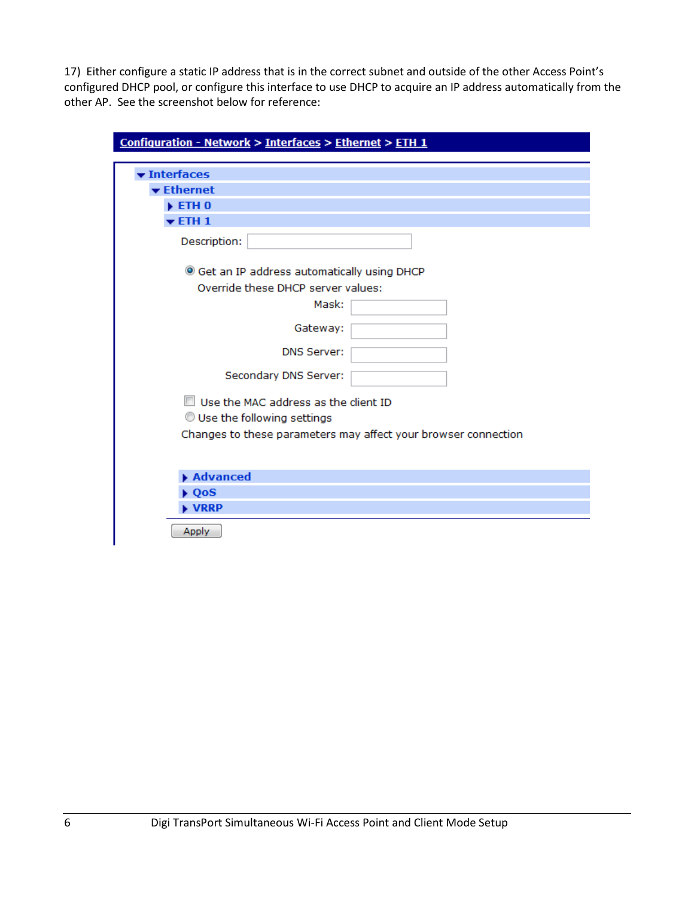17) Either configure a static IP address that is in the correct subnet and outside of the other Access Point's configured DHCP pool, or configure this interface to use DHCP to acquire an IP address automatically from the other AP. See the screenshot below for reference:

**Configuration - Network > Interfaces > Ethernet > ETH 1**

- Interfaces
  - Ethernet
    - ETH 0
    - ETH 1

Description:

(●) Get an IP address automatically using DHCP

Override these DHCP server values:

Mask:

Gateway:

DNS Server:

Secondary DNS Server:

[ ] Use the MAC address as the client ID

( ) Use the following settings

Changes to these parameters may affect your browser connection

- Advanced
- QoS
- VRRP

Apply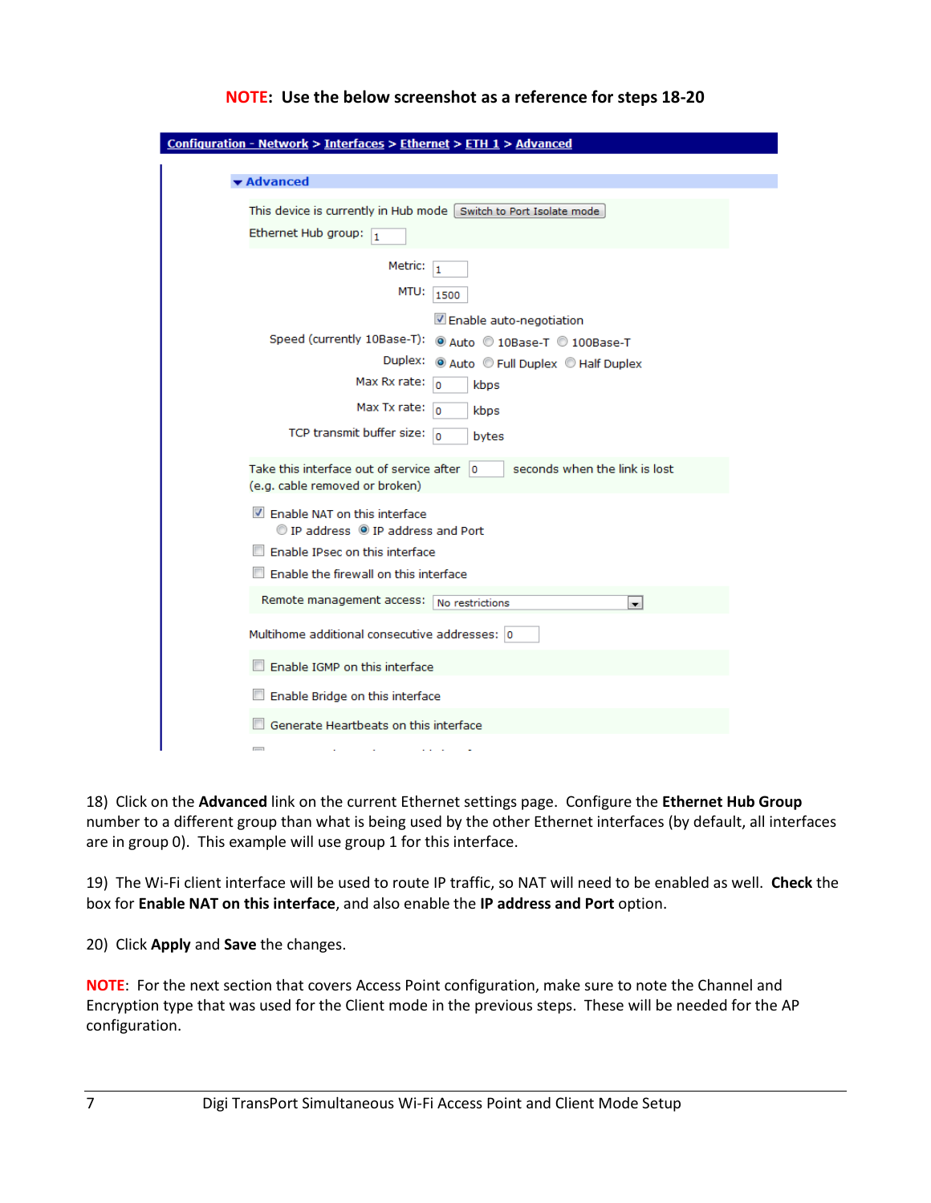**NOTE: Use the below screenshot as a reference for steps 18-20**

Configuration - Network > Interfaces > Ethernet > ETH 1 > Advanced

▼ Advanced

This device is currently in Hub mode [Switch to Port Isolate mode]

Ethernet Hub group: 1

Metric: 1

MTU: 1500

☑ Enable auto-negotiation

Speed (currently 10Base-T): ◉ Auto ○ 10Base-T ○ 100Base-T

Duplex: ◉ Auto ○ Full Duplex ○ Half Duplex

Max Rx rate: 0 kbps

Max Tx rate: 0 kbps

TCP transmit buffer size: 0 bytes

Take this interface out of service after 0 seconds when the link is lost (e.g. cable removed or broken)

☑ Enable NAT on this interface

○ IP address ◉ IP address and Port

☐ Enable IPsec on this interface

☐ Enable the firewall on this interface

Remote management access: No restrictions

Multihome additional consecutive addresses: 0

☐ Enable IGMP on this interface

☐ Enable Bridge on this interface

☐ Generate Heartbeats on this interface

18) Click on the **Advanced** link on the current Ethernet settings page. Configure the **Ethernet Hub Group** number to a different group than what is being used by the other Ethernet interfaces (by default, all interfaces are in group 0). This example will use group 1 for this interface.

19) The Wi-Fi client interface will be used to route IP traffic, so NAT will need to be enabled as well. **Check** the box for **Enable NAT on this interface**, and also enable the **IP address and Port** option.

20) Click **Apply** and **Save** the changes.

**NOTE**: For the next section that covers Access Point configuration, make sure to note the Channel and Encryption type that was used for the Client mode in the previous steps. These will be needed for the AP configuration.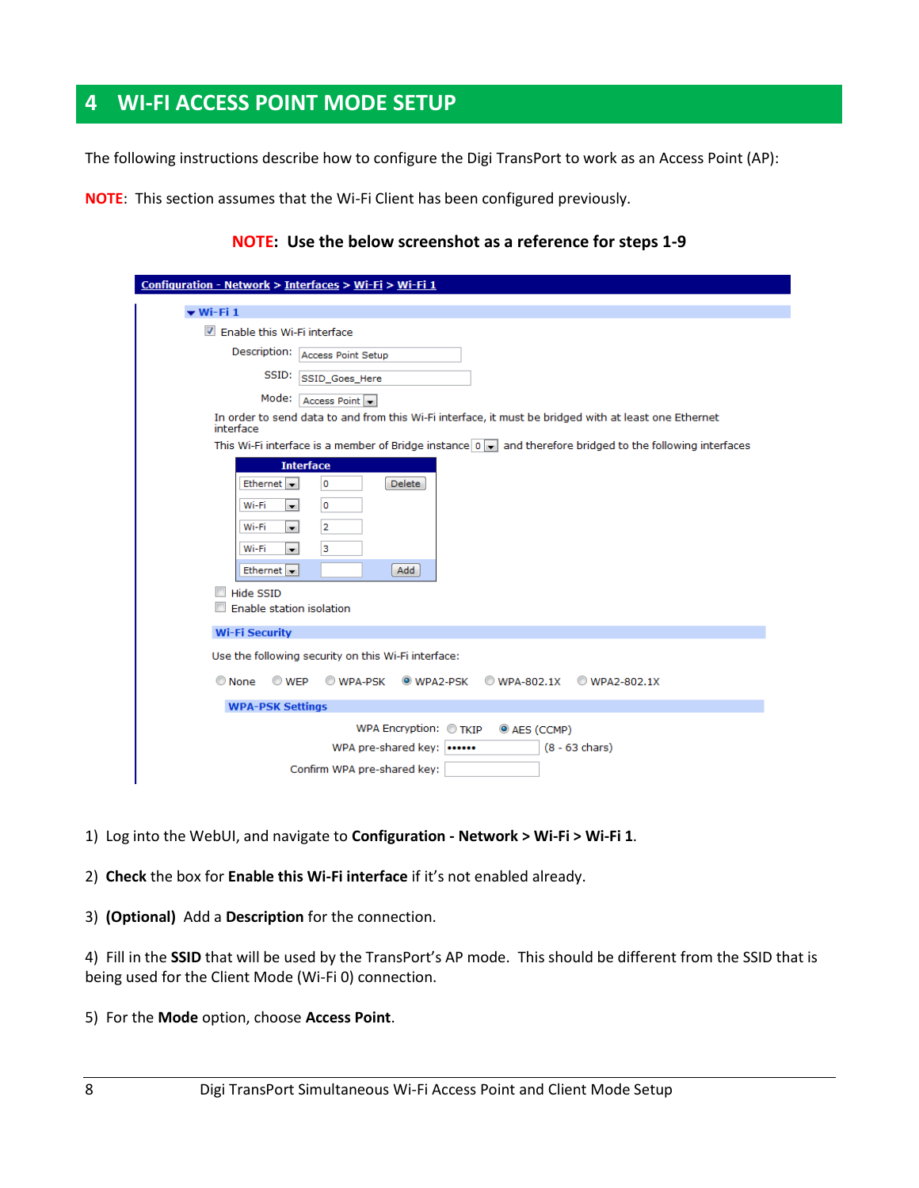# 4 WI-FI ACCESS POINT MODE SETUP

The following instructions describe how to configure the Digi TransPort to work as an Access Point (AP):

**NOTE**: This section assumes that the Wi-Fi Client has been configured previously.

**NOTE: Use the below screenshot as a reference for steps 1-9**

1) Log into the WebUI, and navigate to **Configuration - Network > Wi-Fi > Wi-Fi 1**.

2) **Check** the box for **Enable this Wi-Fi interface** if it's not enabled already.

3) **(Optional)** Add a **Description** for the connection.

4) Fill in the **SSID** that will be used by the TransPort's AP mode. This should be different from the SSID that is being used for the Client Mode (Wi-Fi 0) connection.

5) For the **Mode** option, choose **Access Point**.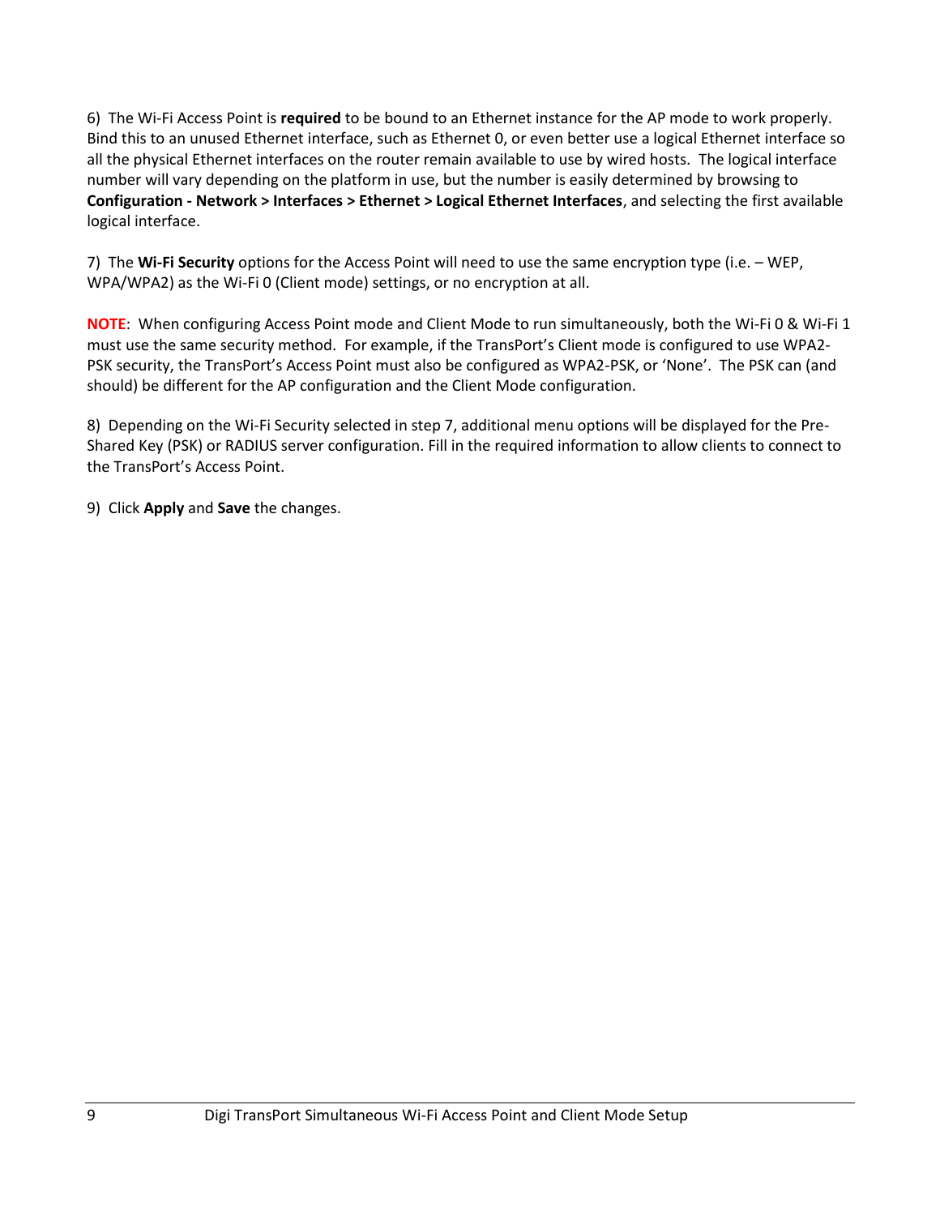6) The Wi-Fi Access Point is **required** to be bound to an Ethernet instance for the AP mode to work properly. Bind this to an unused Ethernet interface, such as Ethernet 0, or even better use a logical Ethernet interface so all the physical Ethernet interfaces on the router remain available to use by wired hosts. The logical interface number will vary depending on the platform in use, but the number is easily determined by browsing to **Configuration - Network > Interfaces > Ethernet > Logical Ethernet Interfaces**, and selecting the first available logical interface.

7) The **Wi-Fi Security** options for the Access Point will need to use the same encryption type (i.e. – WEP, WPA/WPA2) as the Wi-Fi 0 (Client mode) settings, or no encryption at all.

**NOTE**: When configuring Access Point mode and Client Mode to run simultaneously, both the Wi-Fi 0 & Wi-Fi 1 must use the same security method. For example, if the TransPort's Client mode is configured to use WPA2-PSK security, the TransPort's Access Point must also be configured as WPA2-PSK, or 'None'. The PSK can (and should) be different for the AP configuration and the Client Mode configuration.

8) Depending on the Wi-Fi Security selected in step 7, additional menu options will be displayed for the Pre-Shared Key (PSK) or RADIUS server configuration. Fill in the required information to allow clients to connect to the TransPort's Access Point.

9) Click **Apply** and **Save** the changes.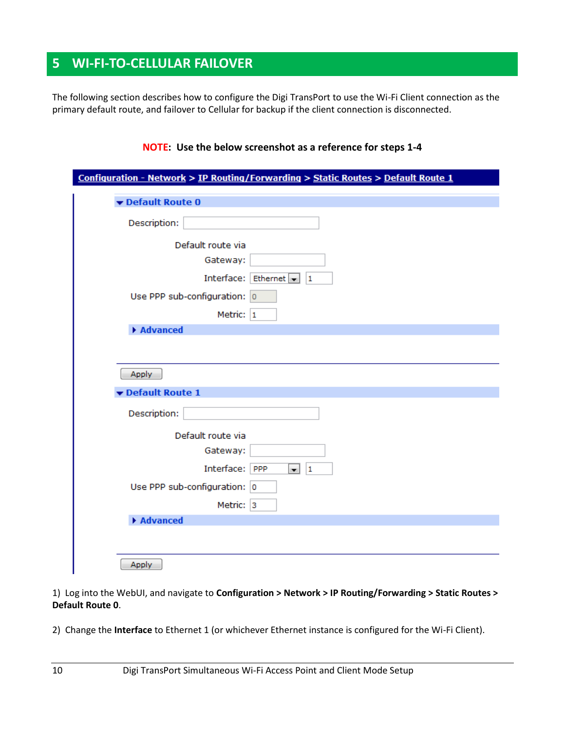# 5 WI-FI-TO-CELLULAR FAILOVER

The following section describes how to configure the Digi TransPort to use the Wi-Fi Client connection as the primary default route, and failover to Cellular for backup if the client connection is disconnected.

**NOTE: Use the below screenshot as a reference for steps 1-4**

**Configuration - Network > IP Routing/Forwarding > Static Routes > Default Route 1**

**▼ Default Route 0**

Description:

Default route via

Gateway:

Interface: Ethernet 1

Use PPP sub-configuration: 0

Metric: 1

**▸ Advanced**

Apply

**▼ Default Route 1**

Description:

Default route via

Gateway:

Interface: PPP 1

Use PPP sub-configuration: 0

Metric: 3

**▸ Advanced**

Apply

1) Log into the WebUI, and navigate to **Configuration > Network > IP Routing/Forwarding > Static Routes > Default Route 0**.

2) Change the **Interface** to Ethernet 1 (or whichever Ethernet instance is configured for the Wi-Fi Client).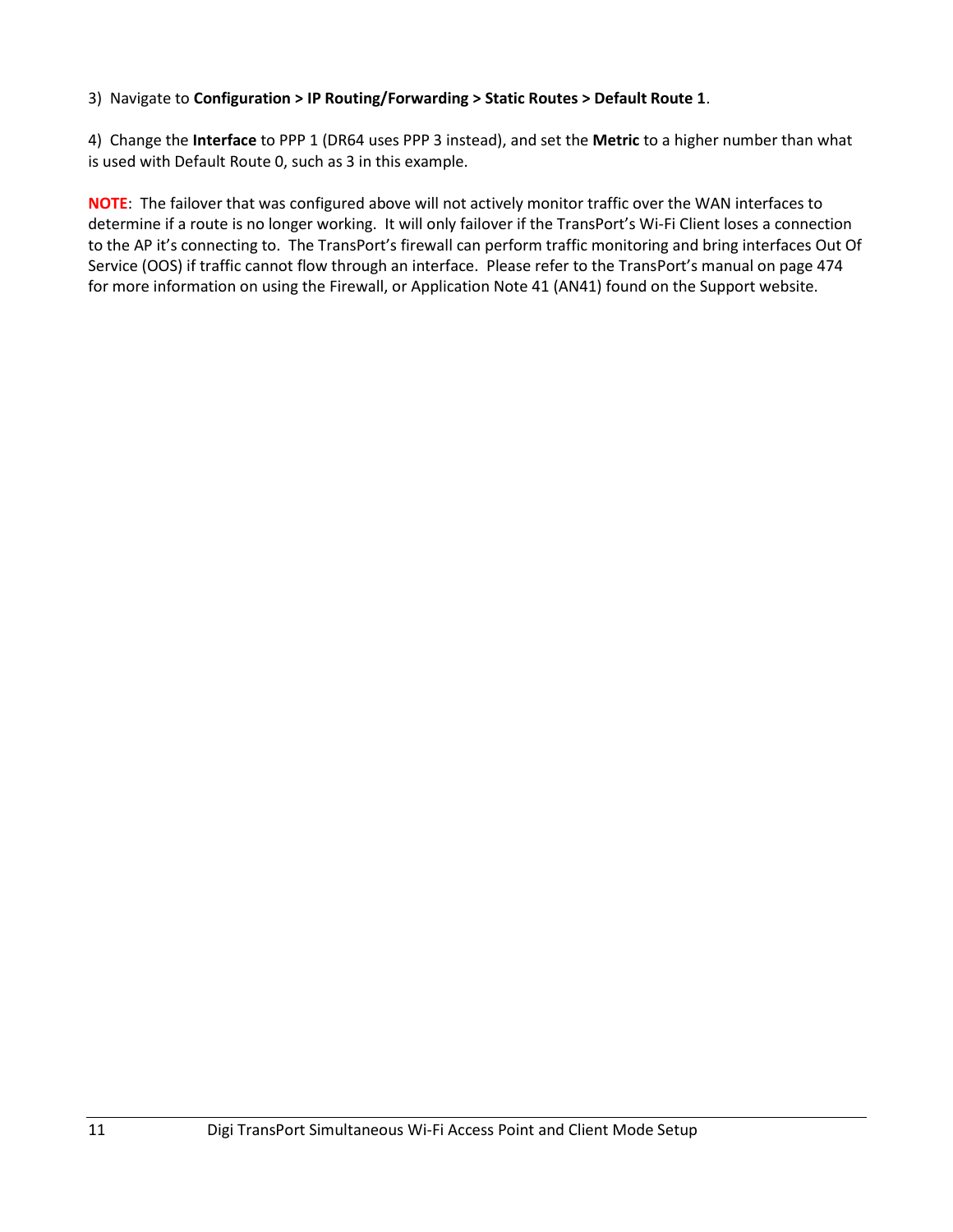3) Navigate to **Configuration > IP Routing/Forwarding > Static Routes > Default Route 1**.

4) Change the **Interface** to PPP 1 (DR64 uses PPP 3 instead), and set the **Metric** to a higher number than what is used with Default Route 0, such as 3 in this example.

**NOTE**: The failover that was configured above will not actively monitor traffic over the WAN interfaces to determine if a route is no longer working. It will only failover if the TransPort's Wi-Fi Client loses a connection to the AP it's connecting to. The TransPort's firewall can perform traffic monitoring and bring interfaces Out Of Service (OOS) if traffic cannot flow through an interface. Please refer to the TransPort's manual on page 474 for more information on using the Firewall, or Application Note 41 (AN41) found on the Support website.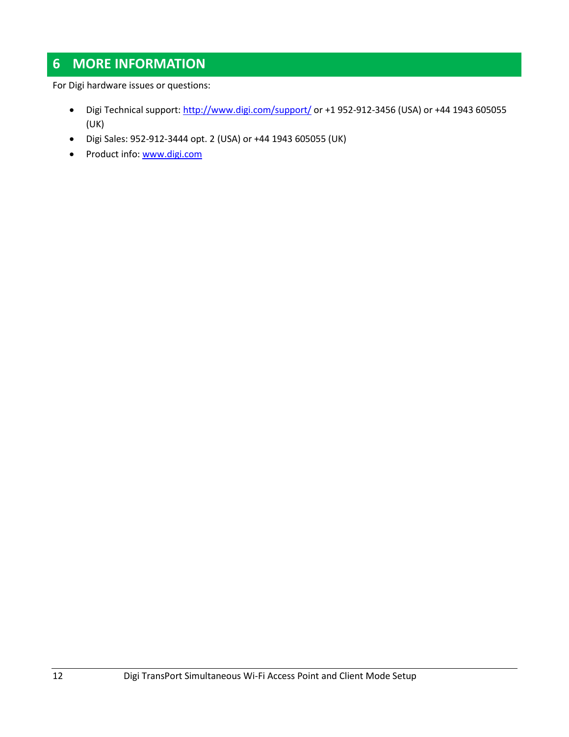# 6 MORE INFORMATION

For Digi hardware issues or questions:

- Digi Technical support: http://www.digi.com/support/ or +1 952-912-3456 (USA) or +44 1943 605055 (UK)
- Digi Sales: 952-912-3444 opt. 2 (USA) or +44 1943 605055 (UK)
- Product info: www.digi.com